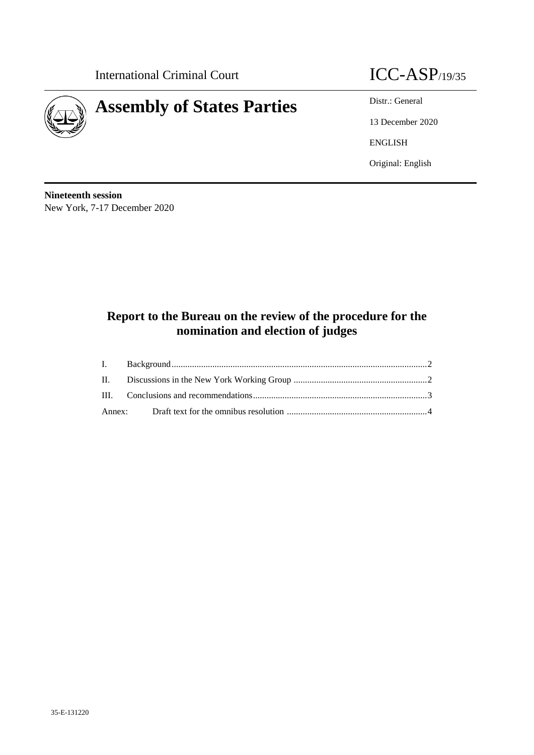International Criminal Court

# ICC-ASP/19/35

# Assembly of States Parties

Distr.: General

13 December 2020

ENGLISH

Original: English

**Nineteenth session**
New York, 7-17 December 2020

## Report to the Bureau on the review of the procedure for the nomination and election of judges

| | | |
|---|---|---|
| I. | Background | 2 |
| II. | Discussions in the New York Working Group | 2 |
| III. | Conclusions and recommendations | 3 |
| Annex: | Draft text for the omnibus resolution | 4 |

35-E-131220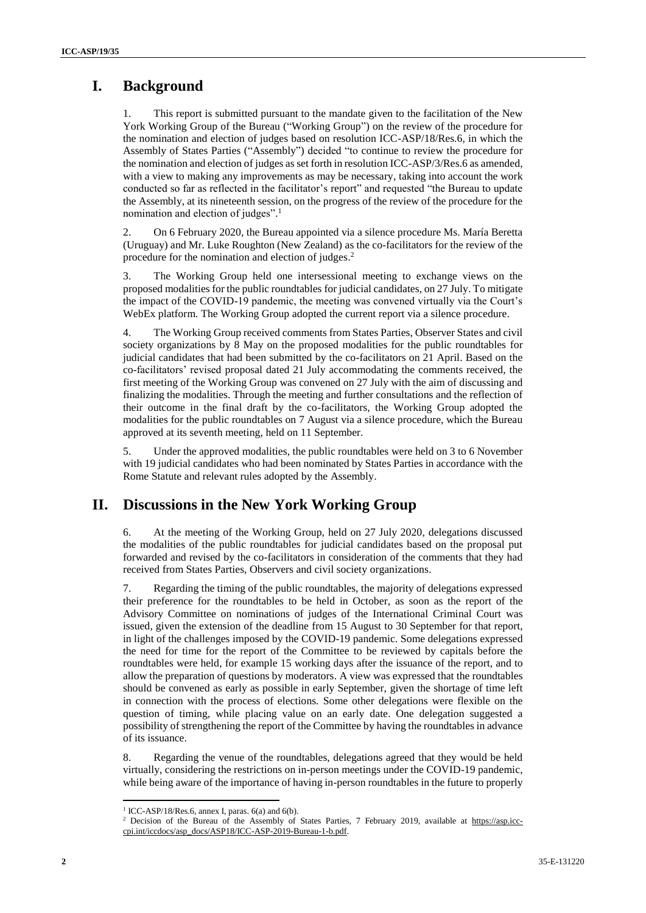# I. Background

1. This report is submitted pursuant to the mandate given to the facilitation of the New York Working Group of the Bureau ("Working Group") on the review of the procedure for the nomination and election of judges based on resolution ICC-ASP/18/Res.6, in which the Assembly of States Parties ("Assembly") decided "to continue to review the procedure for the nomination and election of judges as set forth in resolution ICC-ASP/3/Res.6 as amended, with a view to making any improvements as may be necessary, taking into account the work conducted so far as reflected in the facilitator's report" and requested "the Bureau to update the Assembly, at its nineteenth session, on the progress of the review of the procedure for the nomination and election of judges".[1]

2. On 6 February 2020, the Bureau appointed via a silence procedure Ms. María Beretta (Uruguay) and Mr. Luke Roughton (New Zealand) as the co-facilitators for the review of the procedure for the nomination and election of judges.[2]

3. The Working Group held one intersessional meeting to exchange views on the proposed modalities for the public roundtables for judicial candidates, on 27 July. To mitigate the impact of the COVID-19 pandemic, the meeting was convened virtually via the Court's WebEx platform. The Working Group adopted the current report via a silence procedure.

4. The Working Group received comments from States Parties, Observer States and civil society organizations by 8 May on the proposed modalities for the public roundtables for judicial candidates that had been submitted by the co-facilitators on 21 April. Based on the co-facilitators' revised proposal dated 21 July accommodating the comments received, the first meeting of the Working Group was convened on 27 July with the aim of discussing and finalizing the modalities. Through the meeting and further consultations and the reflection of their outcome in the final draft by the co-facilitators, the Working Group adopted the modalities for the public roundtables on 7 August via a silence procedure, which the Bureau approved at its seventh meeting, held on 11 September.

5. Under the approved modalities, the public roundtables were held on 3 to 6 November with 19 judicial candidates who had been nominated by States Parties in accordance with the Rome Statute and relevant rules adopted by the Assembly.

# II. Discussions in the New York Working Group

6. At the meeting of the Working Group, held on 27 July 2020, delegations discussed the modalities of the public roundtables for judicial candidates based on the proposal put forwarded and revised by the co-facilitators in consideration of the comments that they had received from States Parties, Observers and civil society organizations.

7. Regarding the timing of the public roundtables, the majority of delegations expressed their preference for the roundtables to be held in October, as soon as the report of the Advisory Committee on nominations of judges of the International Criminal Court was issued, given the extension of the deadline from 15 August to 30 September for that report, in light of the challenges imposed by the COVID-19 pandemic. Some delegations expressed the need for time for the report of the Committee to be reviewed by capitals before the roundtables were held, for example 15 working days after the issuance of the report, and to allow the preparation of questions by moderators. A view was expressed that the roundtables should be convened as early as possible in early September, given the shortage of time left in connection with the process of elections. Some other delegations were flexible on the question of timing, while placing value on an early date. One delegation suggested a possibility of strengthening the report of the Committee by having the roundtables in advance of its issuance.

8. Regarding the venue of the roundtables, delegations agreed that they would be held virtually, considering the restrictions on in-person meetings under the COVID-19 pandemic, while being aware of the importance of having in-person roundtables in the future to properly

---

[1] ICC-ASP/18/Res.6, annex I, paras. 6(a) and 6(b).

[2] Decision of the Bureau of the Assembly of States Parties, 7 February 2019, available at https://asp.icc-cpi.int/iccdocs/asp_docs/ASP18/ICC-ASP-2019-Bureau-1-b.pdf.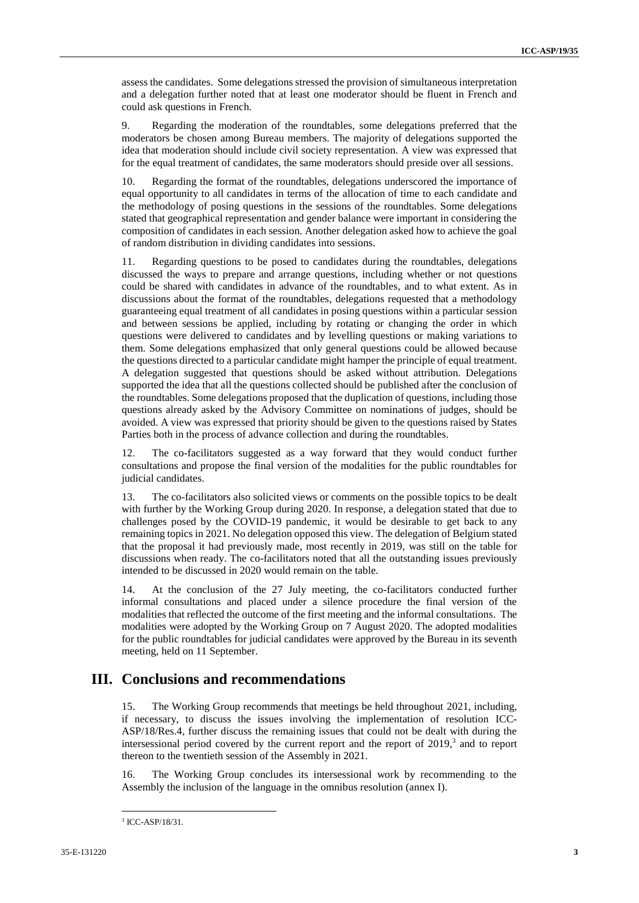assess the candidates. Some delegations stressed the provision of simultaneous interpretation and a delegation further noted that at least one moderator should be fluent in French and could ask questions in French.

9. Regarding the moderation of the roundtables, some delegations preferred that the moderators be chosen among Bureau members. The majority of delegations supported the idea that moderation should include civil society representation. A view was expressed that for the equal treatment of candidates, the same moderators should preside over all sessions.

10. Regarding the format of the roundtables, delegations underscored the importance of equal opportunity to all candidates in terms of the allocation of time to each candidate and the methodology of posing questions in the sessions of the roundtables. Some delegations stated that geographical representation and gender balance were important in considering the composition of candidates in each session. Another delegation asked how to achieve the goal of random distribution in dividing candidates into sessions.

11. Regarding questions to be posed to candidates during the roundtables, delegations discussed the ways to prepare and arrange questions, including whether or not questions could be shared with candidates in advance of the roundtables, and to what extent. As in discussions about the format of the roundtables, delegations requested that a methodology guaranteeing equal treatment of all candidates in posing questions within a particular session and between sessions be applied, including by rotating or changing the order in which questions were delivered to candidates and by levelling questions or making variations to them. Some delegations emphasized that only general questions could be allowed because the questions directed to a particular candidate might hamper the principle of equal treatment. A delegation suggested that questions should be asked without attribution. Delegations supported the idea that all the questions collected should be published after the conclusion of the roundtables. Some delegations proposed that the duplication of questions, including those questions already asked by the Advisory Committee on nominations of judges, should be avoided. A view was expressed that priority should be given to the questions raised by States Parties both in the process of advance collection and during the roundtables.

12. The co-facilitators suggested as a way forward that they would conduct further consultations and propose the final version of the modalities for the public roundtables for judicial candidates.

13. The co-facilitators also solicited views or comments on the possible topics to be dealt with further by the Working Group during 2020. In response, a delegation stated that due to challenges posed by the COVID-19 pandemic, it would be desirable to get back to any remaining topics in 2021. No delegation opposed this view. The delegation of Belgium stated that the proposal it had previously made, most recently in 2019, was still on the table for discussions when ready. The co-facilitators noted that all the outstanding issues previously intended to be discussed in 2020 would remain on the table.

14. At the conclusion of the 27 July meeting, the co-facilitators conducted further informal consultations and placed under a silence procedure the final version of the modalities that reflected the outcome of the first meeting and the informal consultations. The modalities were adopted by the Working Group on 7 August 2020. The adopted modalities for the public roundtables for judicial candidates were approved by the Bureau in its seventh meeting, held on 11 September.

# III. Conclusions and recommendations

15. The Working Group recommends that meetings be held throughout 2021, including, if necessary, to discuss the issues involving the implementation of resolution ICC-ASP/18/Res.4, further discuss the remaining issues that could not be dealt with during the intersessional period covered by the current report and the report of 2019,[3] and to report thereon to the twentieth session of the Assembly in 2021.

16. The Working Group concludes its intersessional work by recommending to the Assembly the inclusion of the language in the omnibus resolution (annex I).

[3] ICC-ASP/18/31.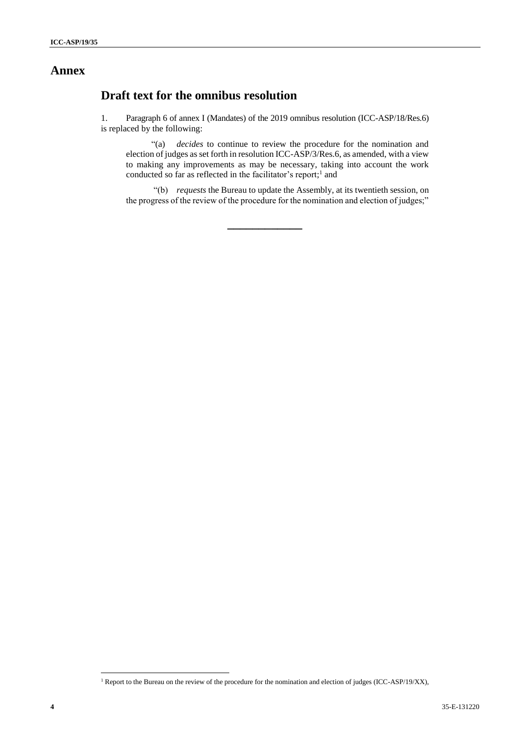# Annex

## Draft text for the omnibus resolution

1. Paragraph 6 of annex I (Mandates) of the 2019 omnibus resolution (ICC-ASP/18/Res.6) is replaced by the following:

"(a) *decides* to continue to review the procedure for the nomination and election of judges as set forth in resolution ICC-ASP/3/Res.6, as amended, with a view to making any improvements as may be necessary, taking into account the work conducted so far as reflected in the facilitator's report;[1] and

"(b) *requests* the Bureau to update the Assembly, at its twentieth session, on the progress of the review of the procedure for the nomination and election of judges;"

---

[1] Report to the Bureau on the review of the procedure for the nomination and election of judges (ICC-ASP/19/XX),